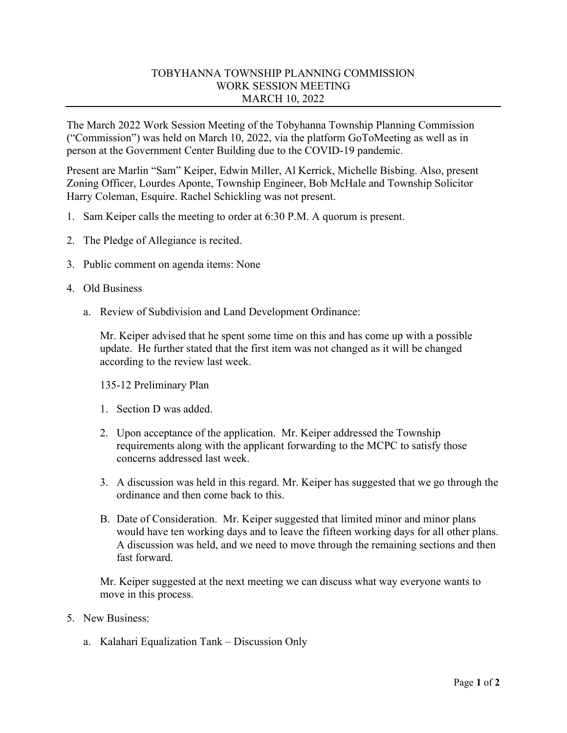# TOBYHANNA TOWNSHIP PLANNING COMMISSION
## WORK SESSION MEETING
## MARCH 10, 2022

The March 2022 Work Session Meeting of the Tobyhanna Township Planning Commission ("Commission") was held on March 10, 2022, via the platform GoToMeeting as well as in person at the Government Center Building due to the COVID-19 pandemic.

Present are Marlin "Sam" Keiper, Edwin Miller, Al Kerrick, Michelle Bisbing. Also, present Zoning Officer, Lourdes Aponte, Township Engineer, Bob McHale and Township Solicitor Harry Coleman, Esquire. Rachel Schickling was not present.

1. Sam Keiper calls the meeting to order at 6:30 P.M. A quorum is present.

2. The Pledge of Allegiance is recited.

3. Public comment on agenda items: None

4. Old Business

   a. Review of Subdivision and Land Development Ordinance:

      Mr. Keiper advised that he spent some time on this and has come up with a possible update. He further stated that the first item was not changed as it will be changed according to the review last week.

      135-12 Preliminary Plan

      1. Section D was added.

      2. Upon acceptance of the application. Mr. Keiper addressed the Township requirements along with the applicant forwarding to the MCPC to satisfy those concerns addressed last week.

      3. A discussion was held in this regard. Mr. Keiper has suggested that we go through the ordinance and then come back to this.

      B. Date of Consideration. Mr. Keiper suggested that limited minor and minor plans would have ten working days and to leave the fifteen working days for all other plans. A discussion was held, and we need to move through the remaining sections and then fast forward.

      Mr. Keiper suggested at the next meeting we can discuss what way everyone wants to move in this process.

5. New Business:

   a. Kalahari Equalization Tank – Discussion Only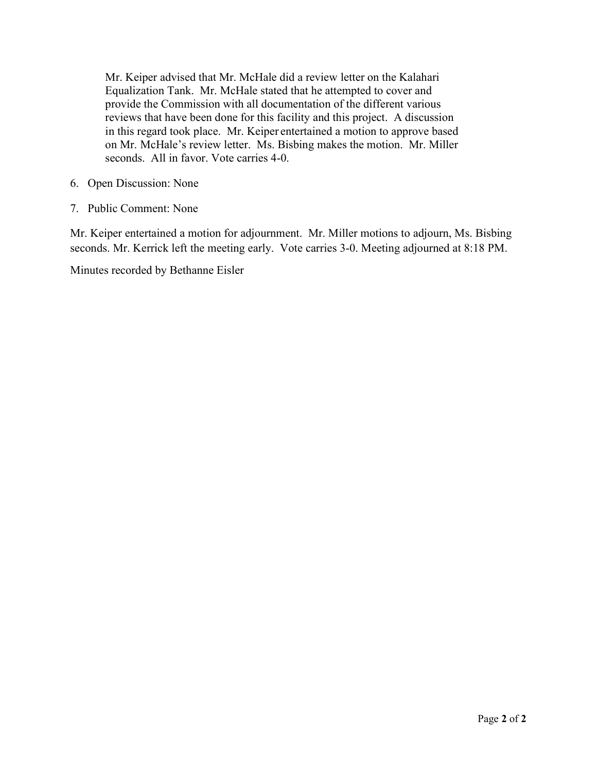Mr. Keiper advised that Mr. McHale did a review letter on the Kalahari Equalization Tank. Mr. McHale stated that he attempted to cover and provide the Commission with all documentation of the different various reviews that have been done for this facility and this project. A discussion in this regard took place. Mr. Keiper entertained a motion to approve based on Mr. McHale's review letter. Ms. Bisbing makes the motion. Mr. Miller seconds. All in favor. Vote carries 4-0.

6. Open Discussion: None

7. Public Comment: None

Mr. Keiper entertained a motion for adjournment. Mr. Miller motions to adjourn, Ms. Bisbing seconds. Mr. Kerrick left the meeting early. Vote carries 3-0. Meeting adjourned at 8:18 PM.

Minutes recorded by Bethanne Eisler